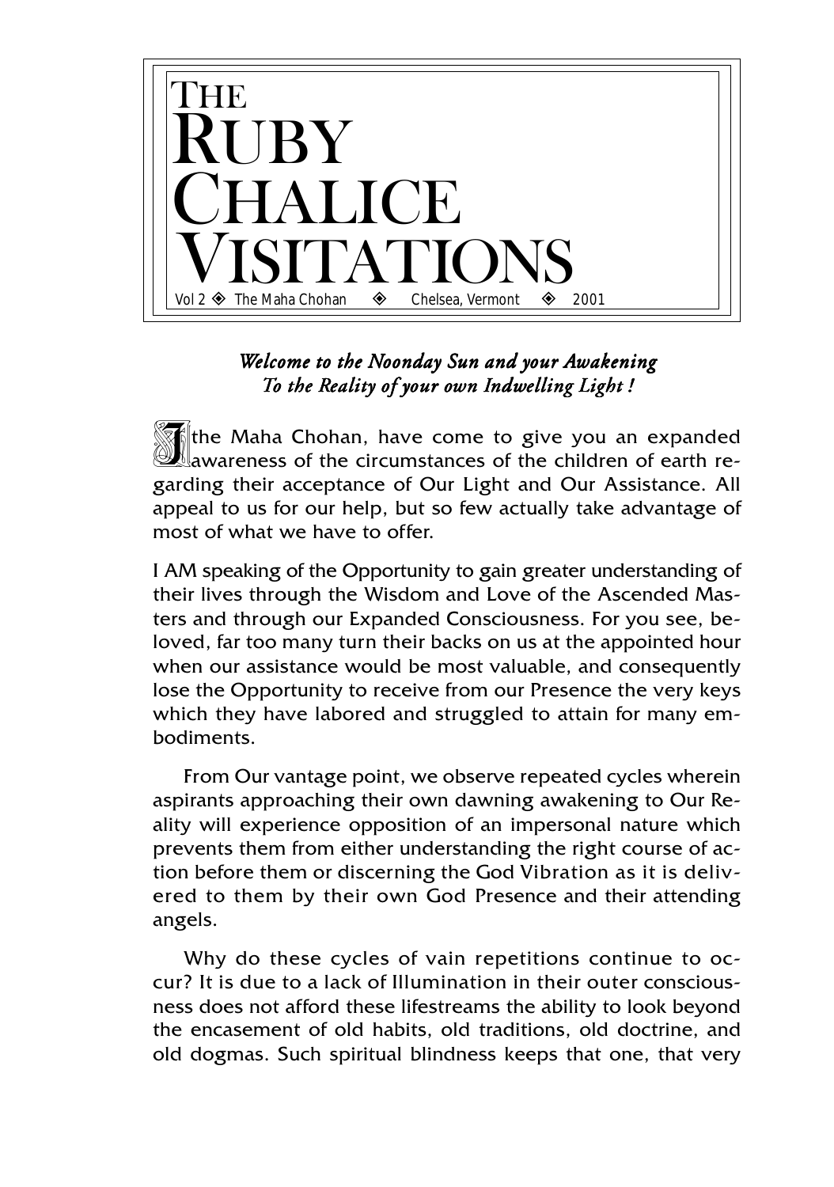# The Ruby Chalice Visitations

Vol 2 ◈ The Maha Chohan ◈ Chelsea, Vermont ◈ 2001

*Welcome to the Noonday Sun and your Awakening*
*To the Reality of your own Indwelling Light !*

I the Maha Chohan, have come to give you an expanded awareness of the circumstances of the children of earth regarding their acceptance of Our Light and Our Assistance. All appeal to us for our help, but so few actually take advantage of most of what we have to offer.

I AM speaking of the Opportunity to gain greater understanding of their lives through the Wisdom and Love of the Ascended Masters and through our Expanded Consciousness. For you see, beloved, far too many turn their backs on us at the appointed hour when our assistance would be most valuable, and consequently lose the Opportunity to receive from our Presence the very keys which they have labored and struggled to attain for many embodiments.

From Our vantage point, we observe repeated cycles wherein aspirants approaching their own dawning awakening to Our Reality will experience opposition of an impersonal nature which prevents them from either understanding the right course of action before them or discerning the God Vibration as it is delivered to them by their own God Presence and their attending angels.

Why do these cycles of vain repetitions continue to occur? It is due to a lack of Illumination in their outer consciousness does not afford these lifestreams the ability to look beyond the encasement of old habits, old traditions, old doctrine, and old dogmas. Such spiritual blindness keeps that one, that very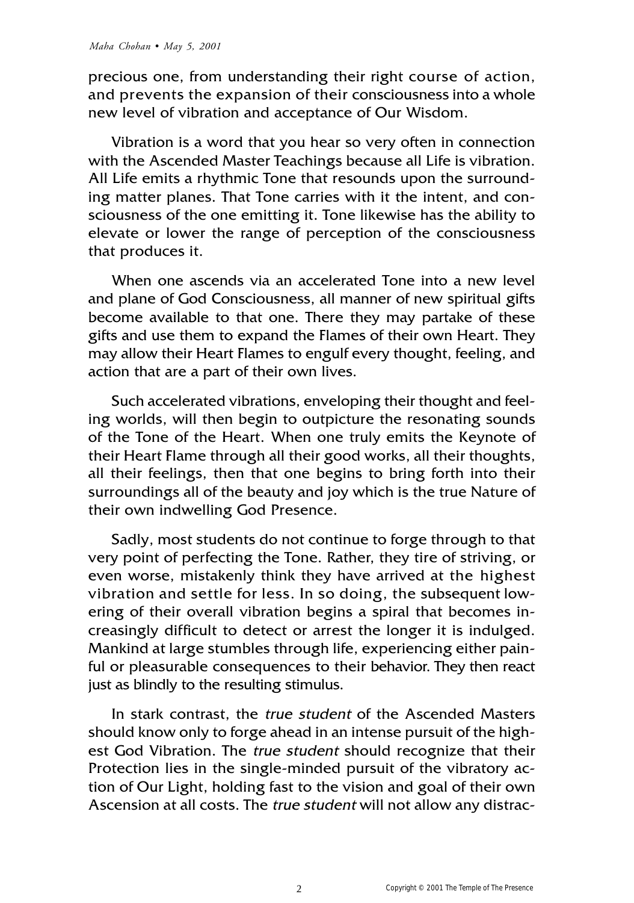precious one, from understanding their right course of action, and prevents the expansion of their consciousness into a whole new level of vibration and acceptance of Our Wisdom.

Vibration is a word that you hear so very often in connection with the Ascended Master Teachings because all Life is vibration. All Life emits a rhythmic Tone that resounds upon the surrounding matter planes. That Tone carries with it the intent, and consciousness of the one emitting it. Tone likewise has the ability to elevate or lower the range of perception of the consciousness that produces it.

When one ascends via an accelerated Tone into a new level and plane of God Consciousness, all manner of new spiritual gifts become available to that one. There they may partake of these gifts and use them to expand the Flames of their own Heart. They may allow their Heart Flames to engulf every thought, feeling, and action that are a part of their own lives.

Such accelerated vibrations, enveloping their thought and feeling worlds, will then begin to outpicture the resonating sounds of the Tone of the Heart. When one truly emits the Keynote of their Heart Flame through all their good works, all their thoughts, all their feelings, then that one begins to bring forth into their surroundings all of the beauty and joy which is the true Nature of their own indwelling God Presence.

Sadly, most students do not continue to forge through to that very point of perfecting the Tone. Rather, they tire of striving, or even worse, mistakenly think they have arrived at the highest vibration and settle for less. In so doing, the subsequent lowering of their overall vibration begins a spiral that becomes increasingly difficult to detect or arrest the longer it is indulged. Mankind at large stumbles through life, experiencing either painful or pleasurable consequences to their behavior. They then react just as blindly to the resulting stimulus.

In stark contrast, the *true student* of the Ascended Masters should know only to forge ahead in an intense pursuit of the highest God Vibration. The *true student* should recognize that their Protection lies in the single-minded pursuit of the vibratory action of Our Light, holding fast to the vision and goal of their own Ascension at all costs. The *true student* will not allow any distrac-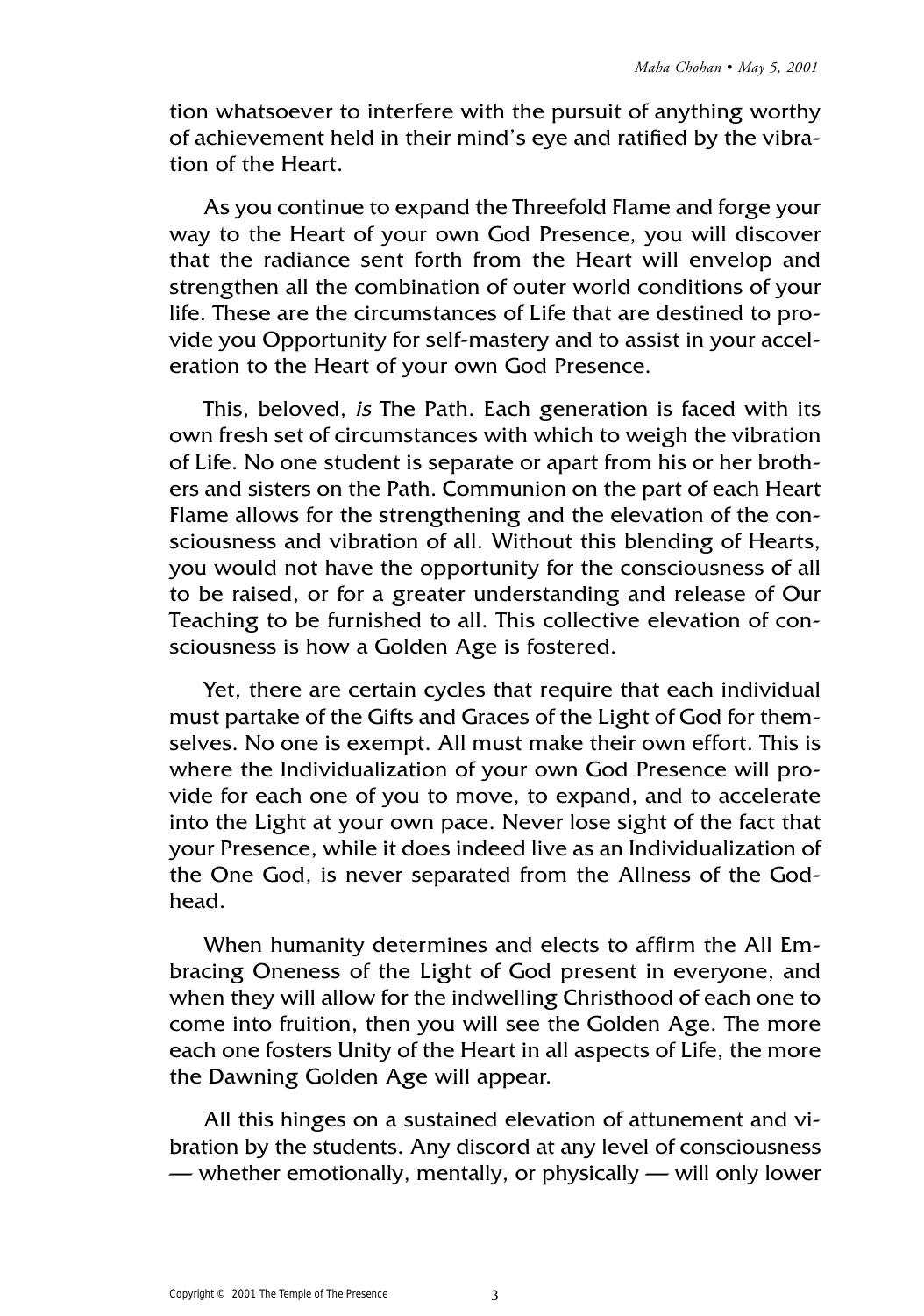tion whatsoever to interfere with the pursuit of anything worthy of achievement held in their mind's eye and ratified by the vibration of the Heart.

As you continue to expand the Threefold Flame and forge your way to the Heart of your own God Presence, you will discover that the radiance sent forth from the Heart will envelop and strengthen all the combination of outer world conditions of your life. These are the circumstances of Life that are destined to provide you Opportunity for self-mastery and to assist in your acceleration to the Heart of your own God Presence.

This, beloved, *is* The Path. Each generation is faced with its own fresh set of circumstances with which to weigh the vibration of Life. No one student is separate or apart from his or her brothers and sisters on the Path. Communion on the part of each Heart Flame allows for the strengthening and the elevation of the consciousness and vibration of all. Without this blending of Hearts, you would not have the opportunity for the consciousness of all to be raised, or for a greater understanding and release of Our Teaching to be furnished to all. This collective elevation of consciousness is how a Golden Age is fostered.

Yet, there are certain cycles that require that each individual must partake of the Gifts and Graces of the Light of God for themselves. No one is exempt. All must make their own effort. This is where the Individualization of your own God Presence will provide for each one of you to move, to expand, and to accelerate into the Light at your own pace. Never lose sight of the fact that your Presence, while it does indeed live as an Individualization of the One God, is never separated from the Allness of the Godhead.

When humanity determines and elects to affirm the All Embracing Oneness of the Light of God present in everyone, and when they will allow for the indwelling Christhood of each one to come into fruition, then you will see the Golden Age. The more each one fosters Unity of the Heart in all aspects of Life, the more the Dawning Golden Age will appear.

All this hinges on a sustained elevation of attunement and vibration by the students. Any discord at any level of consciousness — whether emotionally, mentally, or physically — will only lower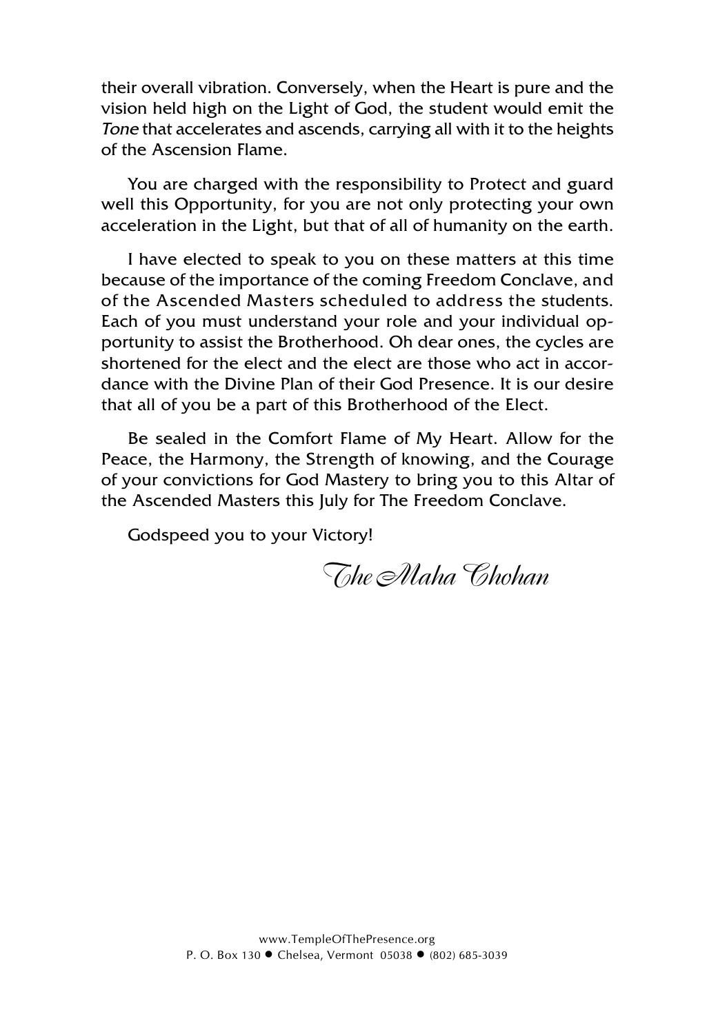their overall vibration. Conversely, when the Heart is pure and the vision held high on the Light of God, the student would emit the *Tone* that accelerates and ascends, carrying all with it to the heights of the Ascension Flame.

You are charged with the responsibility to Protect and guard well this Opportunity, for you are not only protecting your own acceleration in the Light, but that of all of humanity on the earth.

I have elected to speak to you on these matters at this time because of the importance of the coming Freedom Conclave, and of the Ascended Masters scheduled to address the students. Each of you must understand your role and your individual opportunity to assist the Brotherhood. Oh dear ones, the cycles are shortened for the elect and the elect are those who act in accordance with the Divine Plan of their God Presence. It is our desire that all of you be a part of this Brotherhood of the Elect.

Be sealed in the Comfort Flame of My Heart. Allow for the Peace, the Harmony, the Strength of knowing, and the Courage of your convictions for God Mastery to bring you to this Altar of the Ascended Masters this July for The Freedom Conclave.

Godspeed you to your Victory!

*The Maha Chohan*

www.TempleOfThePresence.org
P. O. Box 130 ● Chelsea, Vermont 05038 ● (802) 685-3039